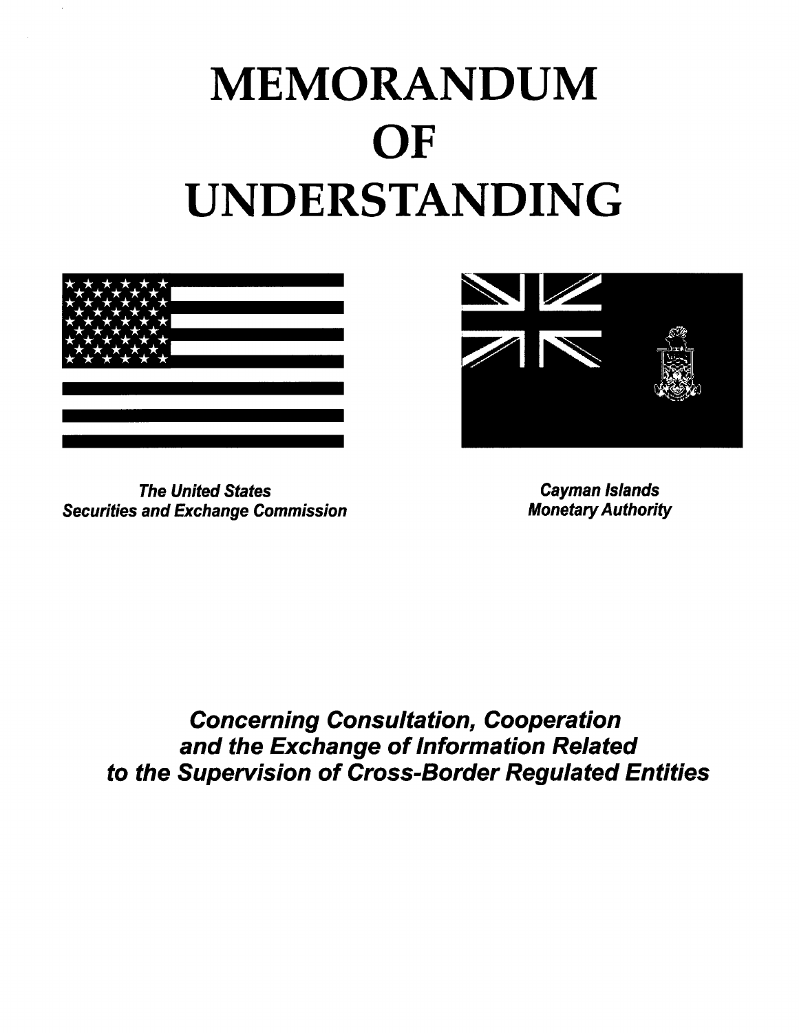# MEMORANDUM OF UNDERSTANDING

***The United States Securities and Exchange Commission***

***Cayman Islands Monetary Authority***

## *Concerning Consultation, Cooperation and the Exchange of Information Related to the Supervision of Cross-Border Regulated Entities*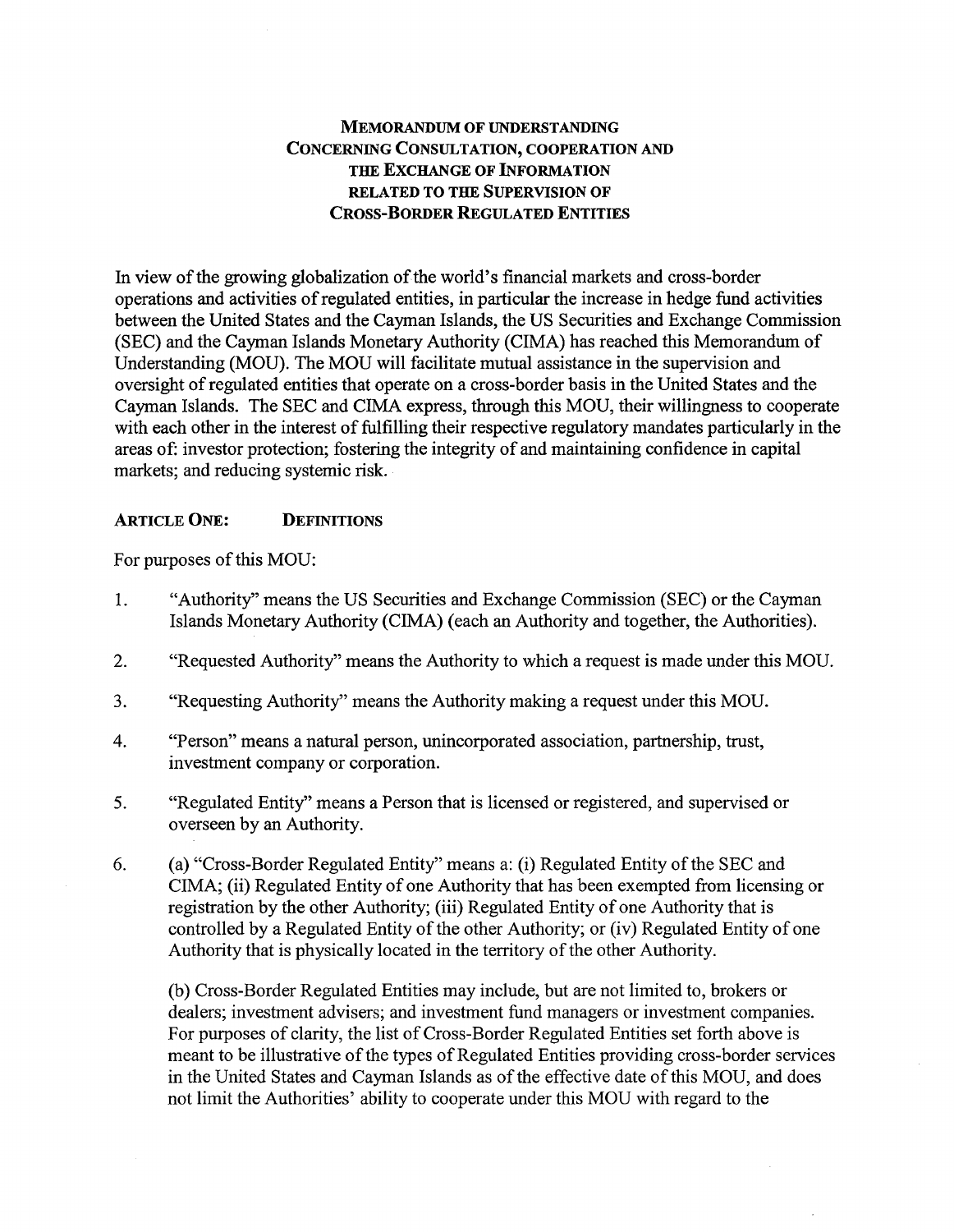# MEMORANDUM OF UNDERSTANDING CONCERNING CONSULTATION, COOPERATION AND THE EXCHANGE OF INFORMATION RELATED TO THE SUPERVISION OF CROSS-BORDER REGULATED ENTITIES

In view of the growing globalization of the world's financial markets and cross-border operations and activities of regulated entities, in particular the increase in hedge fund activities between the United States and the Cayman Islands, the US Securities and Exchange Commission (SEC) and the Cayman Islands Monetary Authority (CIMA) has reached this Memorandum of Understanding (MOU). The MOU will facilitate mutual assistance in the supervision and oversight of regulated entities that operate on a cross-border basis in the United States and the Cayman Islands. The SEC and CIMA express, through this MOU, their willingness to cooperate with each other in the interest of fulfilling their respective regulatory mandates particularly in the areas of: investor protection; fostering the integrity of and maintaining confidence in capital markets; and reducing systemic risk.

## ARTICLE ONE: DEFINITIONS

For purposes of this MOU:

1. "Authority" means the US Securities and Exchange Commission (SEC) or the Cayman Islands Monetary Authority (CIMA) (each an Authority and together, the Authorities).

2. "Requested Authority" means the Authority to which a request is made under this MOU.

3. "Requesting Authority" means the Authority making a request under this MOU.

4. "Person" means a natural person, unincorporated association, partnership, trust, investment company or corporation.

5. "Regulated Entity" means a Person that is licensed or registered, and supervised or overseen by an Authority.

6. (a) "Cross-Border Regulated Entity" means a: (i) Regulated Entity of the SEC and CIMA; (ii) Regulated Entity of one Authority that has been exempted from licensing or registration by the other Authority; (iii) Regulated Entity of one Authority that is controlled by a Regulated Entity of the other Authority; or (iv) Regulated Entity of one Authority that is physically located in the territory of the other Authority.

   (b) Cross-Border Regulated Entities may include, but are not limited to, brokers or dealers; investment advisers; and investment fund managers or investment companies. For purposes of clarity, the list of Cross-Border Regulated Entities set forth above is meant to be illustrative of the types of Regulated Entities providing cross-border services in the United States and Cayman Islands as of the effective date of this MOU, and does not limit the Authorities' ability to cooperate under this MOU with regard to the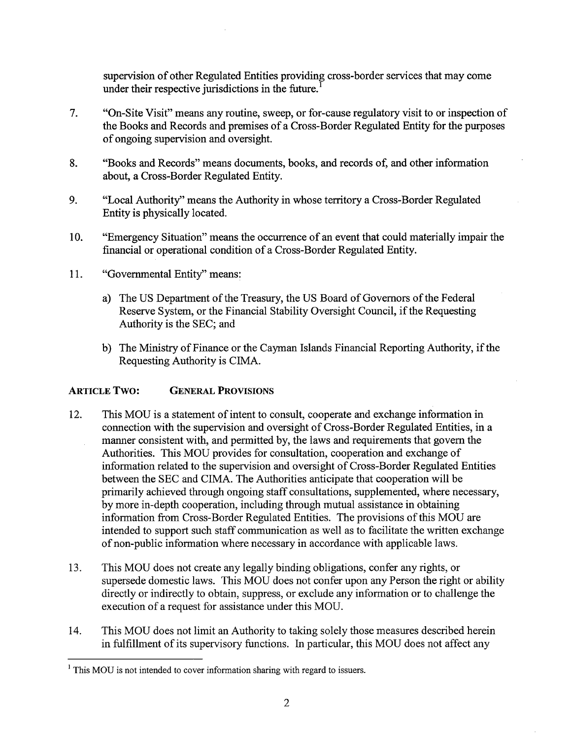supervision of other Regulated Entities providing cross-border services that may come under their respective jurisdictions in the future.[1]

7. "On-Site Visit" means any routine, sweep, or for-cause regulatory visit to or inspection of the Books and Records and premises of a Cross-Border Regulated Entity for the purposes of ongoing supervision and oversight.

8. "Books and Records" means documents, books, and records of, and other information about, a Cross-Border Regulated Entity.

9. "Local Authority" means the Authority in whose territory a Cross-Border Regulated Entity is physically located.

10. "Emergency Situation" means the occurrence of an event that could materially impair the financial or operational condition of a Cross-Border Regulated Entity.

11. "Governmental Entity" means:

    a) The US Department of the Treasury, the US Board of Governors of the Federal Reserve System, or the Financial Stability Oversight Council, if the Requesting Authority is the SEC; and

    b) The Ministry of Finance or the Cayman Islands Financial Reporting Authority, if the Requesting Authority is CIMA.

## ARTICLE TWO: GENERAL PROVISIONS

12. This MOU is a statement of intent to consult, cooperate and exchange information in connection with the supervision and oversight of Cross-Border Regulated Entities, in a manner consistent with, and permitted by, the laws and requirements that govern the Authorities. This MOU provides for consultation, cooperation and exchange of information related to the supervision and oversight of Cross-Border Regulated Entities between the SEC and CIMA. The Authorities anticipate that cooperation will be primarily achieved through ongoing staff consultations, supplemented, where necessary, by more in-depth cooperation, including through mutual assistance in obtaining information from Cross-Border Regulated Entities. The provisions of this MOU are intended to support such staff communication as well as to facilitate the written exchange of non-public information where necessary in accordance with applicable laws.

13. This MOU does not create any legally binding obligations, confer any rights, or supersede domestic laws. This MOU does not confer upon any Person the right or ability directly or indirectly to obtain, suppress, or exclude any information or to challenge the execution of a request for assistance under this MOU.

14. This MOU does not limit an Authority to taking solely those measures described herein in fulfillment of its supervisory functions. In particular, this MOU does not affect any

---

[1] This MOU is not intended to cover information sharing with regard to issuers.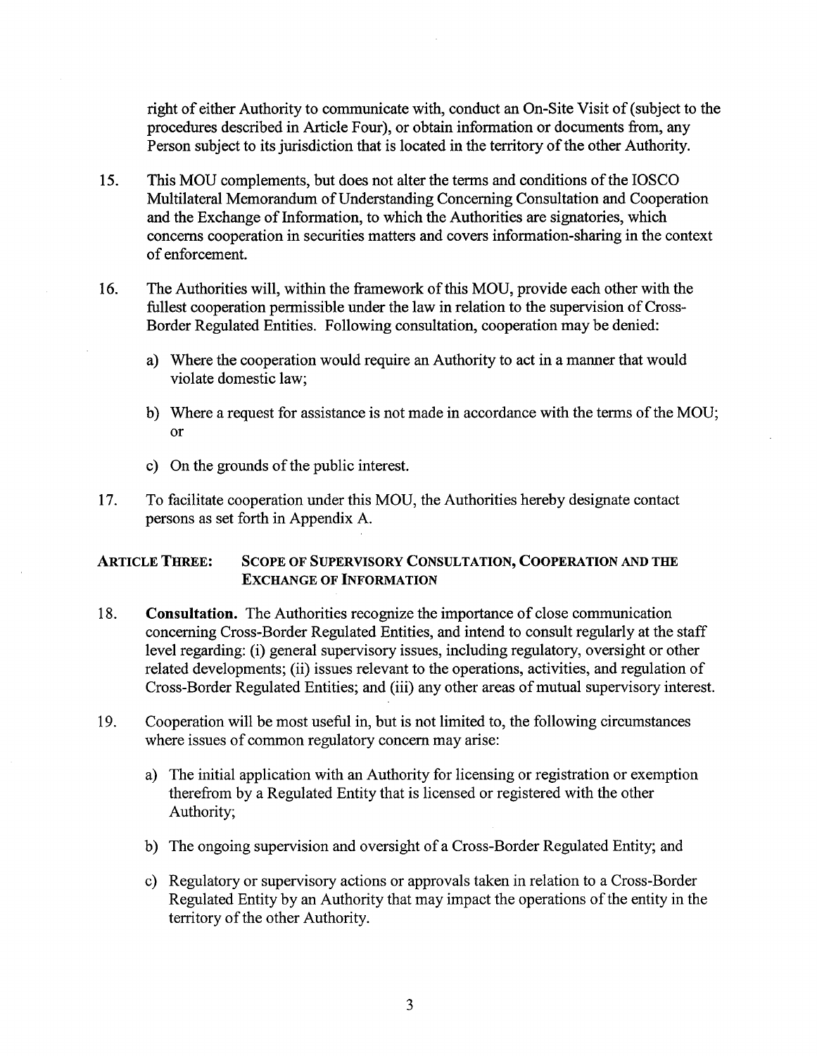right of either Authority to communicate with, conduct an On-Site Visit of (subject to the procedures described in Article Four), or obtain information or documents from, any Person subject to its jurisdiction that is located in the territory of the other Authority.

15. This MOU complements, but does not alter the terms and conditions of the IOSCO Multilateral Memorandum of Understanding Concerning Consultation and Cooperation and the Exchange of Information, to which the Authorities are signatories, which concerns cooperation in securities matters and covers information-sharing in the context of enforcement.

16. The Authorities will, within the framework of this MOU, provide each other with the fullest cooperation permissible under the law in relation to the supervision of Cross-Border Regulated Entities. Following consultation, cooperation may be denied:

    a) Where the cooperation would require an Authority to act in a manner that would violate domestic law;

    b) Where a request for assistance is not made in accordance with the terms of the MOU; or

    c) On the grounds of the public interest.

17. To facilitate cooperation under this MOU, the Authorities hereby designate contact persons as set forth in Appendix A.

## ARTICLE THREE: SCOPE OF SUPERVISORY CONSULTATION, COOPERATION AND THE EXCHANGE OF INFORMATION

18. **Consultation.** The Authorities recognize the importance of close communication concerning Cross-Border Regulated Entities, and intend to consult regularly at the staff level regarding: (i) general supervisory issues, including regulatory, oversight or other related developments; (ii) issues relevant to the operations, activities, and regulation of Cross-Border Regulated Entities; and (iii) any other areas of mutual supervisory interest.

19. Cooperation will be most useful in, but is not limited to, the following circumstances where issues of common regulatory concern may arise:

    a) The initial application with an Authority for licensing or registration or exemption therefrom by a Regulated Entity that is licensed or registered with the other Authority;

    b) The ongoing supervision and oversight of a Cross-Border Regulated Entity; and

    c) Regulatory or supervisory actions or approvals taken in relation to a Cross-Border Regulated Entity by an Authority that may impact the operations of the entity in the territory of the other Authority.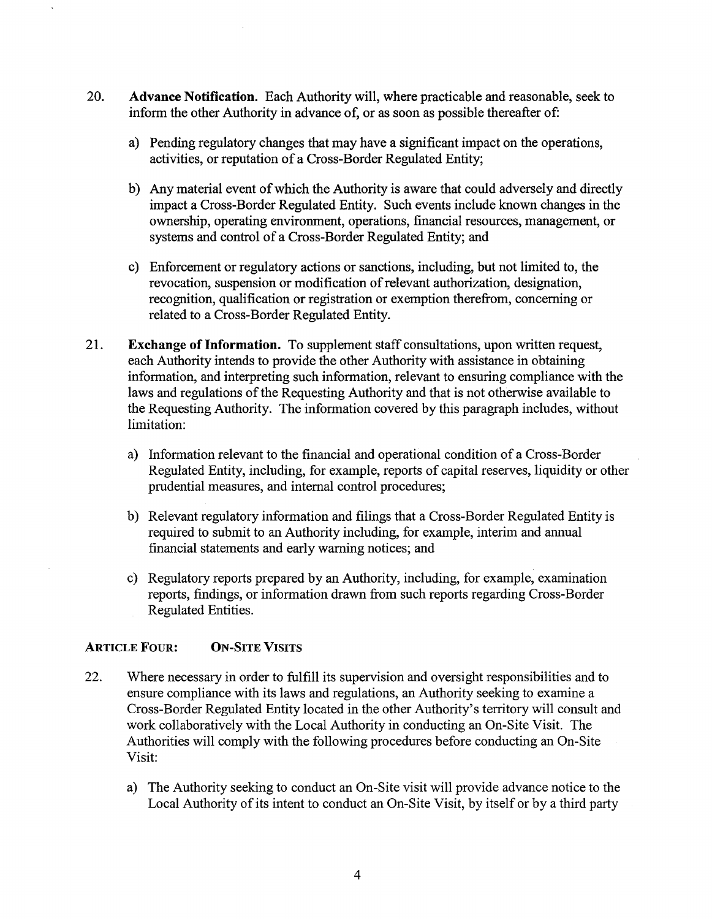20. **Advance Notification.** Each Authority will, where practicable and reasonable, seek to inform the other Authority in advance of, or as soon as possible thereafter of:

    a) Pending regulatory changes that may have a significant impact on the operations, activities, or reputation of a Cross-Border Regulated Entity;

    b) Any material event of which the Authority is aware that could adversely and directly impact a Cross-Border Regulated Entity. Such events include known changes in the ownership, operating environment, operations, financial resources, management, or systems and control of a Cross-Border Regulated Entity; and

    c) Enforcement or regulatory actions or sanctions, including, but not limited to, the revocation, suspension or modification of relevant authorization, designation, recognition, qualification or registration or exemption therefrom, concerning or related to a Cross-Border Regulated Entity.

21. **Exchange of Information.** To supplement staff consultations, upon written request, each Authority intends to provide the other Authority with assistance in obtaining information, and interpreting such information, relevant to ensuring compliance with the laws and regulations of the Requesting Authority and that is not otherwise available to the Requesting Authority. The information covered by this paragraph includes, without limitation:

    a) Information relevant to the financial and operational condition of a Cross-Border Regulated Entity, including, for example, reports of capital reserves, liquidity or other prudential measures, and internal control procedures;

    b) Relevant regulatory information and filings that a Cross-Border Regulated Entity is required to submit to an Authority including, for example, interim and annual financial statements and early warning notices; and

    c) Regulatory reports prepared by an Authority, including, for example, examination reports, findings, or information drawn from such reports regarding Cross-Border Regulated Entities.

## ARTICLE FOUR: ON-SITE VISITS

22. Where necessary in order to fulfill its supervision and oversight responsibilities and to ensure compliance with its laws and regulations, an Authority seeking to examine a Cross-Border Regulated Entity located in the other Authority's territory will consult and work collaboratively with the Local Authority in conducting an On-Site Visit. The Authorities will comply with the following procedures before conducting an On-Site Visit:

    a) The Authority seeking to conduct an On-Site visit will provide advance notice to the Local Authority of its intent to conduct an On-Site Visit, by itself or by a third party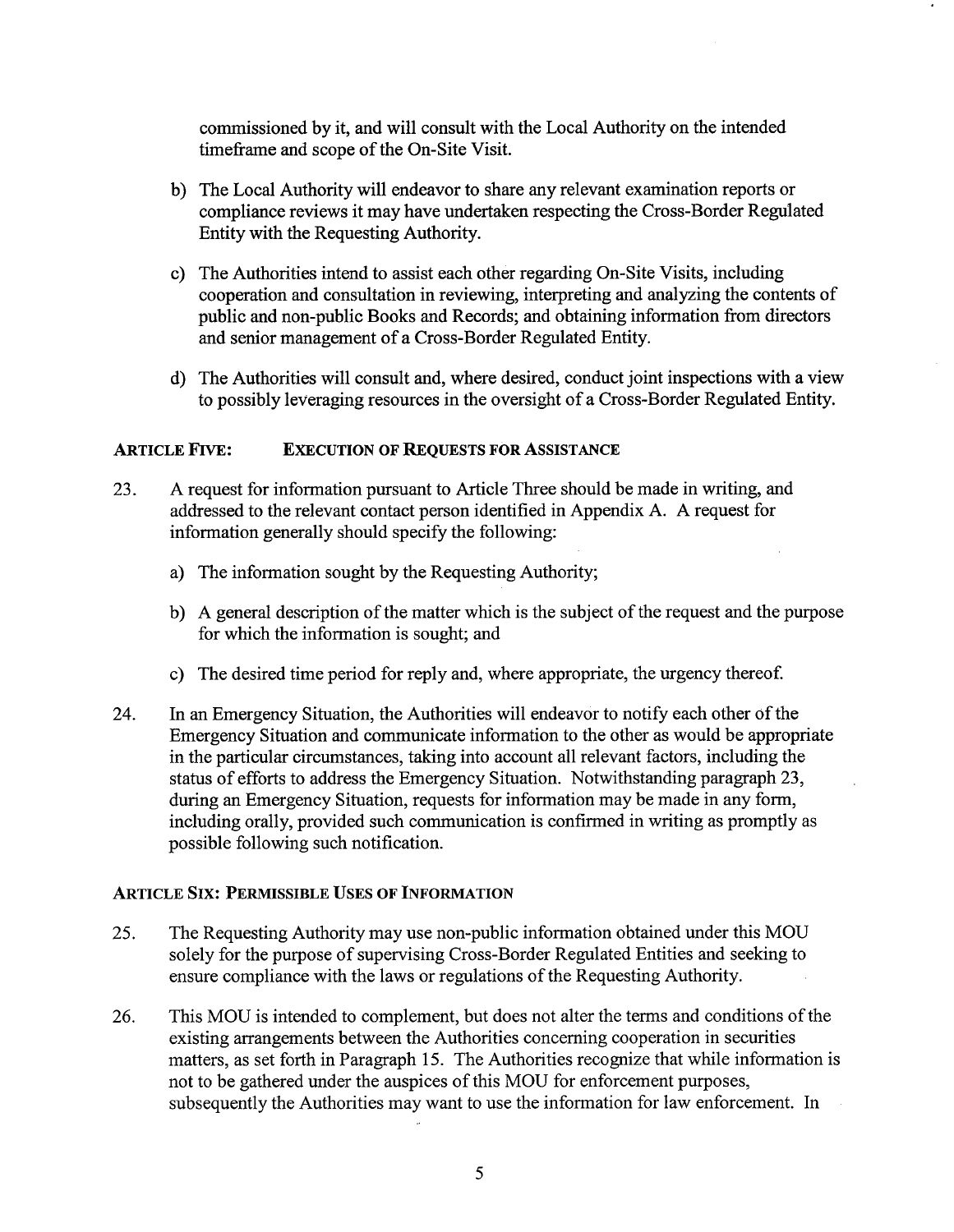commissioned by it, and will consult with the Local Authority on the intended timeframe and scope of the On-Site Visit.

b) The Local Authority will endeavor to share any relevant examination reports or compliance reviews it may have undertaken respecting the Cross-Border Regulated Entity with the Requesting Authority.

c) The Authorities intend to assist each other regarding On-Site Visits, including cooperation and consultation in reviewing, interpreting and analyzing the contents of public and non-public Books and Records; and obtaining information from directors and senior management of a Cross-Border Regulated Entity.

d) The Authorities will consult and, where desired, conduct joint inspections with a view to possibly leveraging resources in the oversight of a Cross-Border Regulated Entity.

## ARTICLE FIVE: EXECUTION OF REQUESTS FOR ASSISTANCE

23. A request for information pursuant to Article Three should be made in writing, and addressed to the relevant contact person identified in Appendix A. A request for information generally should specify the following:

    a) The information sought by the Requesting Authority;

    b) A general description of the matter which is the subject of the request and the purpose for which the information is sought; and

    c) The desired time period for reply and, where appropriate, the urgency thereof.

24. In an Emergency Situation, the Authorities will endeavor to notify each other of the Emergency Situation and communicate information to the other as would be appropriate in the particular circumstances, taking into account all relevant factors, including the status of efforts to address the Emergency Situation. Notwithstanding paragraph 23, during an Emergency Situation, requests for information may be made in any form, including orally, provided such communication is confirmed in writing as promptly as possible following such notification.

## ARTICLE SIX: PERMISSIBLE USES OF INFORMATION

25. The Requesting Authority may use non-public information obtained under this MOU solely for the purpose of supervising Cross-Border Regulated Entities and seeking to ensure compliance with the laws or regulations of the Requesting Authority.

26. This MOU is intended to complement, but does not alter the terms and conditions of the existing arrangements between the Authorities concerning cooperation in securities matters, as set forth in Paragraph 15. The Authorities recognize that while information is not to be gathered under the auspices of this MOU for enforcement purposes, subsequently the Authorities may want to use the information for law enforcement. In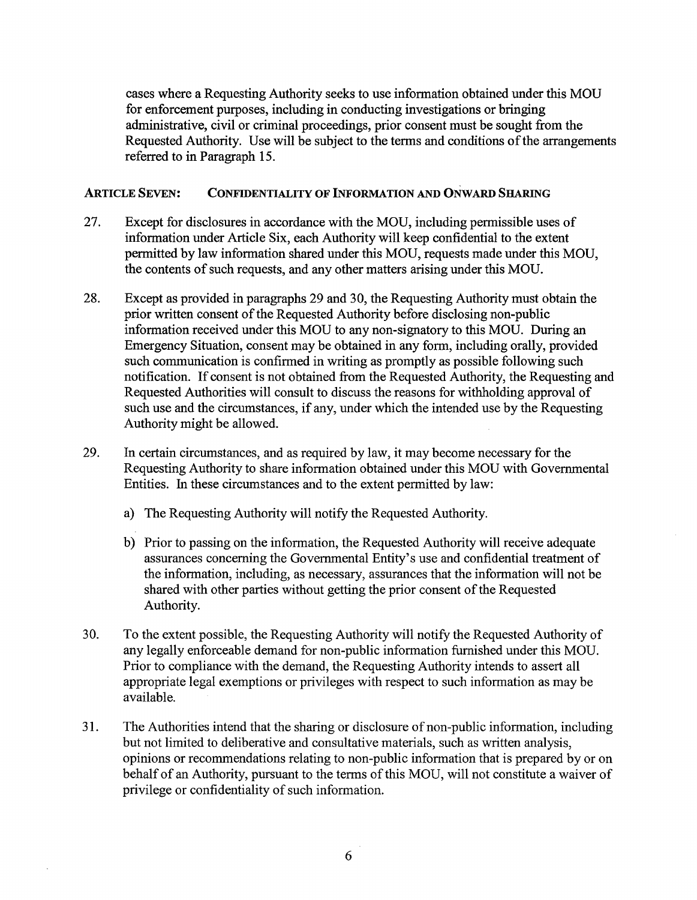cases where a Requesting Authority seeks to use information obtained under this MOU for enforcement purposes, including in conducting investigations or bringing administrative, civil or criminal proceedings, prior consent must be sought from the Requested Authority. Use will be subject to the terms and conditions of the arrangements referred to in Paragraph 15.

## ARTICLE SEVEN: CONFIDENTIALITY OF INFORMATION AND ONWARD SHARING

27. Except for disclosures in accordance with the MOU, including permissible uses of information under Article Six, each Authority will keep confidential to the extent permitted by law information shared under this MOU, requests made under this MOU, the contents of such requests, and any other matters arising under this MOU.

28. Except as provided in paragraphs 29 and 30, the Requesting Authority must obtain the prior written consent of the Requested Authority before disclosing non-public information received under this MOU to any non-signatory to this MOU. During an Emergency Situation, consent may be obtained in any form, including orally, provided such communication is confirmed in writing as promptly as possible following such notification. If consent is not obtained from the Requested Authority, the Requesting and Requested Authorities will consult to discuss the reasons for withholding approval of such use and the circumstances, if any, under which the intended use by the Requesting Authority might be allowed.

29. In certain circumstances, and as required by law, it may become necessary for the Requesting Authority to share information obtained under this MOU with Governmental Entities. In these circumstances and to the extent permitted by law:

    a) The Requesting Authority will notify the Requested Authority.

    b) Prior to passing on the information, the Requested Authority will receive adequate assurances concerning the Governmental Entity's use and confidential treatment of the information, including, as necessary, assurances that the information will not be shared with other parties without getting the prior consent of the Requested Authority.

30. To the extent possible, the Requesting Authority will notify the Requested Authority of any legally enforceable demand for non-public information furnished under this MOU. Prior to compliance with the demand, the Requesting Authority intends to assert all appropriate legal exemptions or privileges with respect to such information as may be available.

31. The Authorities intend that the sharing or disclosure of non-public information, including but not limited to deliberative and consultative materials, such as written analysis, opinions or recommendations relating to non-public information that is prepared by or on behalf of an Authority, pursuant to the terms of this MOU, will not constitute a waiver of privilege or confidentiality of such information.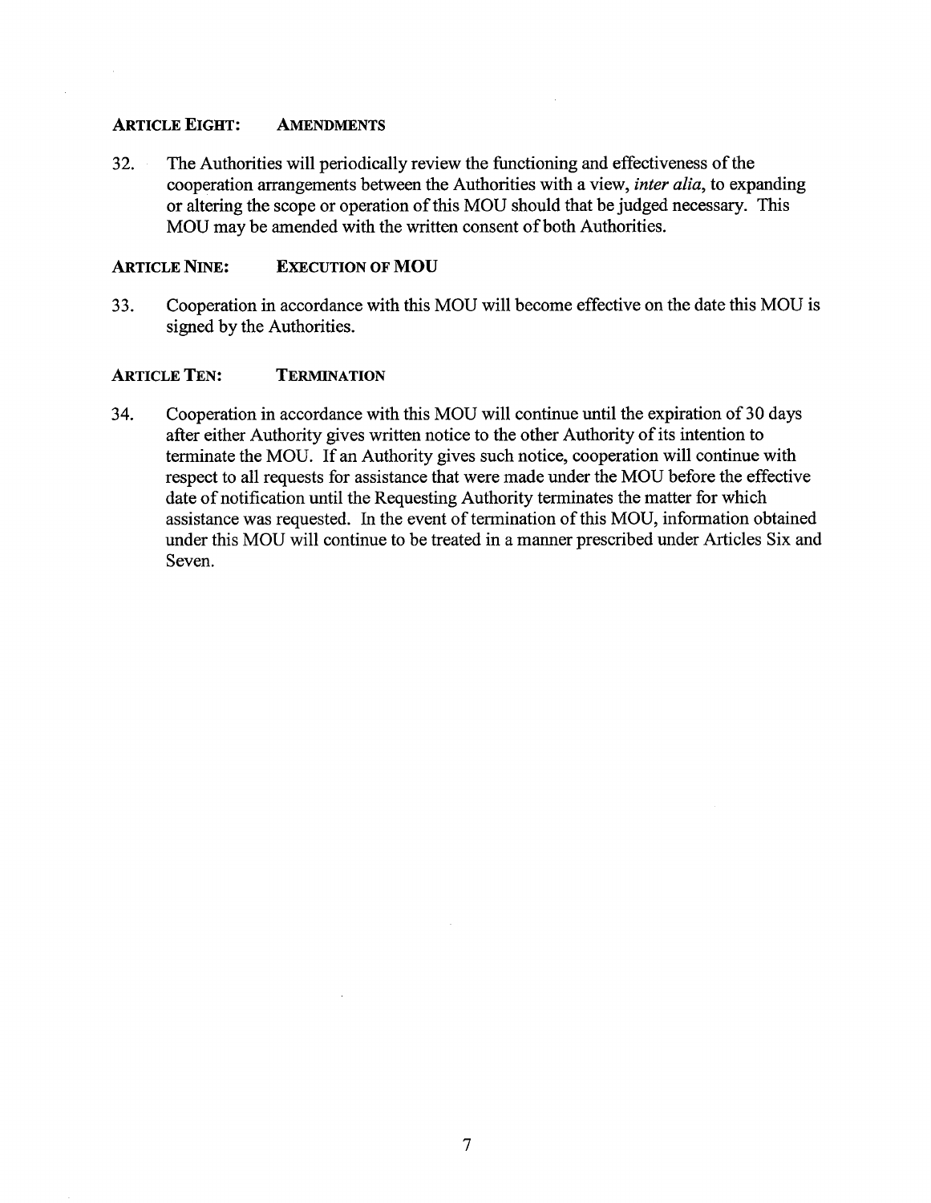### ARTICLE EIGHT: AMENDMENTS

32. The Authorities will periodically review the functioning and effectiveness of the cooperation arrangements between the Authorities with a view, *inter alia*, to expanding or altering the scope or operation of this MOU should that be judged necessary. This MOU may be amended with the written consent of both Authorities.

### ARTICLE NINE: EXECUTION OF MOU

33. Cooperation in accordance with this MOU will become effective on the date this MOU is signed by the Authorities.

### ARTICLE TEN: TERMINATION

34. Cooperation in accordance with this MOU will continue until the expiration of 30 days after either Authority gives written notice to the other Authority of its intention to terminate the MOU. If an Authority gives such notice, cooperation will continue with respect to all requests for assistance that were made under the MOU before the effective date of notification until the Requesting Authority terminates the matter for which assistance was requested. In the event of termination of this MOU, information obtained under this MOU will continue to be treated in a manner prescribed under Articles Six and Seven.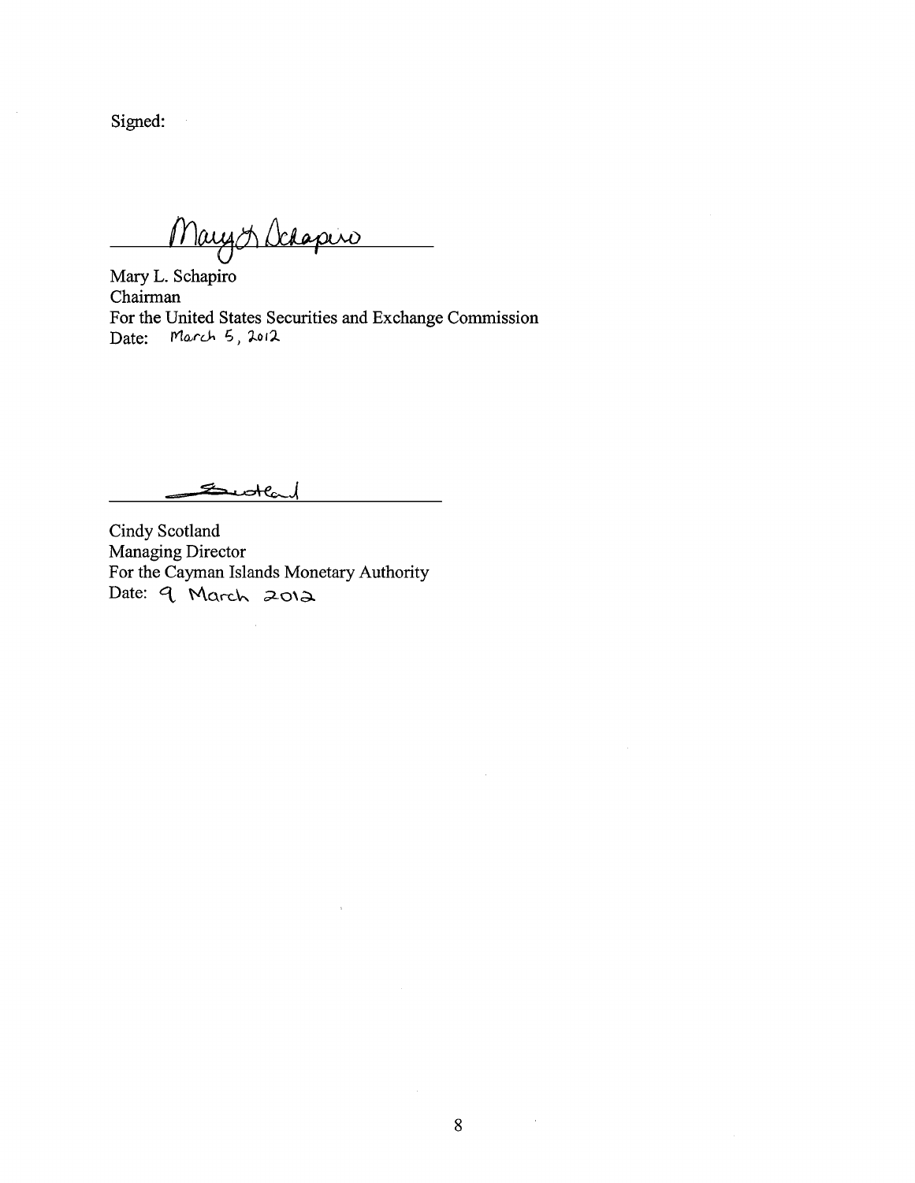Signed:

Mary L. Schapiro
Chairman
For the United States Securities and Exchange Commission
Date: March 5, 2012

Cindy Scotland
Managing Director
For the Cayman Islands Monetary Authority
Date: 9 March 2012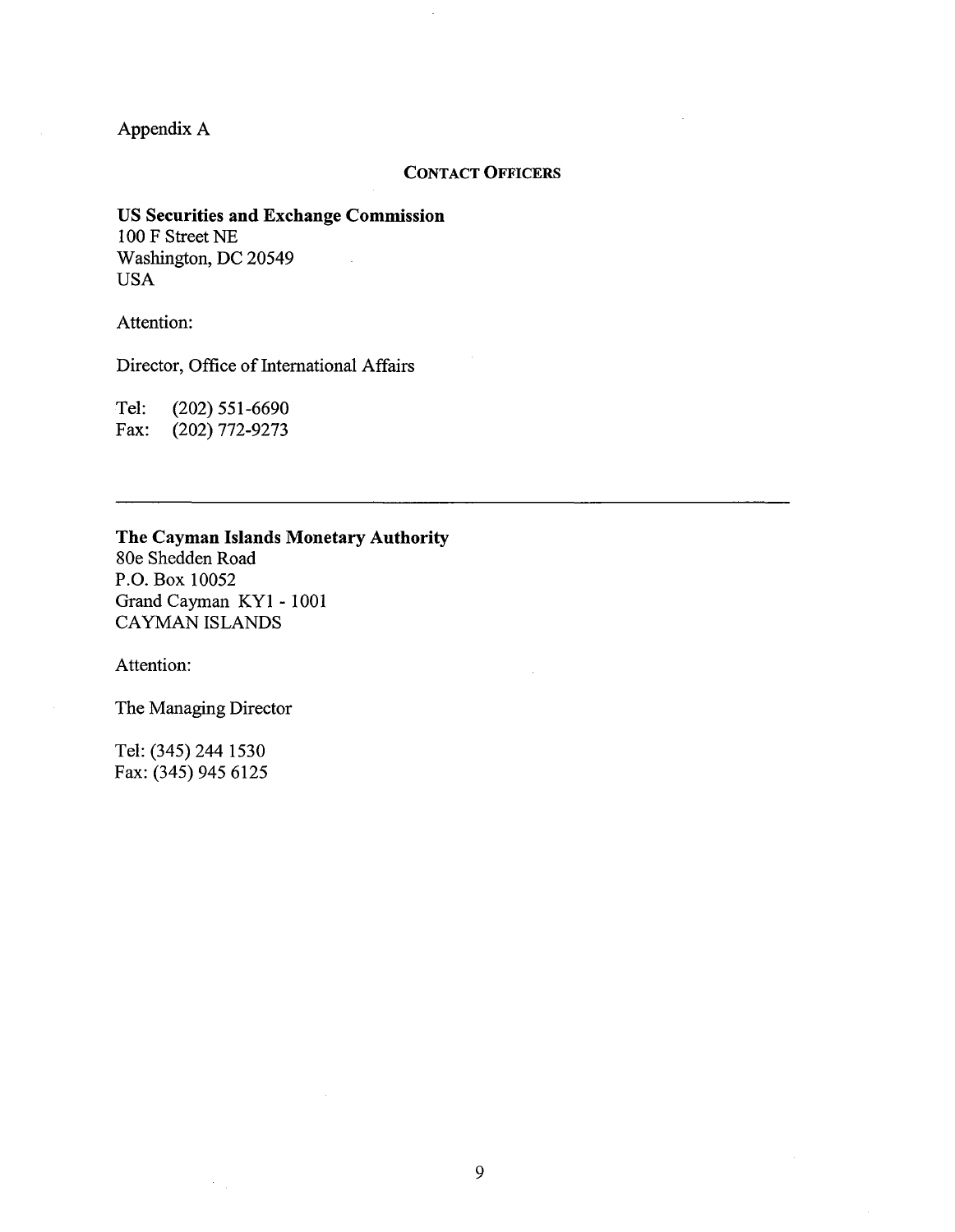Appendix A

## CONTACT OFFICERS

**US Securities and Exchange Commission**
100 F Street NE
Washington, DC 20549
USA

Attention:

Director, Office of International Affairs

Tel: (202) 551-6690
Fax: (202) 772-9273

---

**The Cayman Islands Monetary Authority**
80e Shedden Road
P.O. Box 10052
Grand Cayman KY1 - 1001
CAYMAN ISLANDS

Attention:

The Managing Director

Tel: (345) 244 1530
Fax: (345) 945 6125